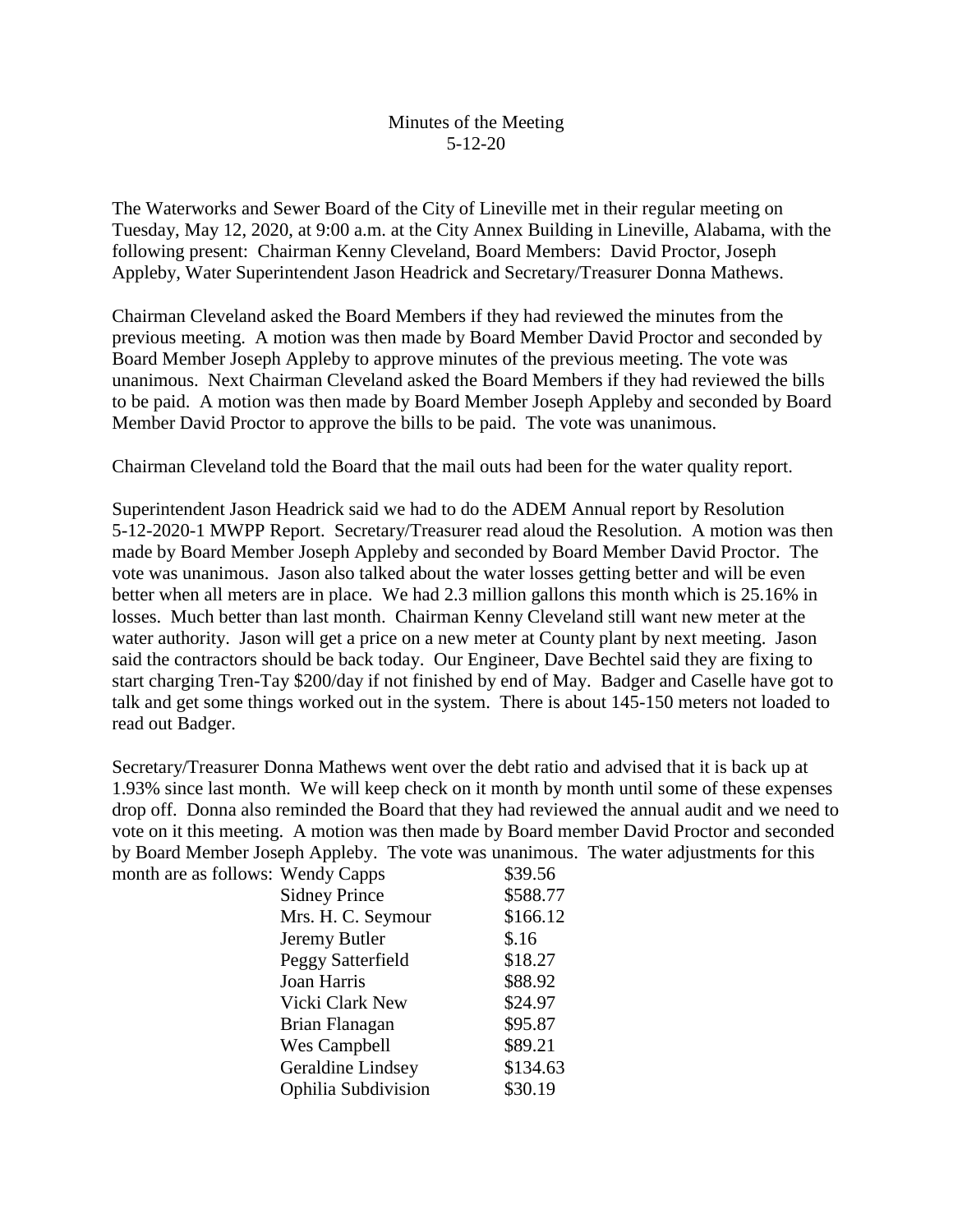Minutes of the Meeting
5-12-20

The Waterworks and Sewer Board of the City of Lineville met in their regular meeting on Tuesday, May 12, 2020, at 9:00 a.m. at the City Annex Building in Lineville, Alabama, with the following present: Chairman Kenny Cleveland, Board Members: David Proctor, Joseph Appleby, Water Superintendent Jason Headrick and Secretary/Treasurer Donna Mathews.

Chairman Cleveland asked the Board Members if they had reviewed the minutes from the previous meeting. A motion was then made by Board Member David Proctor and seconded by Board Member Joseph Appleby to approve minutes of the previous meeting. The vote was unanimous. Next Chairman Cleveland asked the Board Members if they had reviewed the bills to be paid. A motion was then made by Board Member Joseph Appleby and seconded by Board Member David Proctor to approve the bills to be paid. The vote was unanimous.

Chairman Cleveland told the Board that the mail outs had been for the water quality report.

Superintendent Jason Headrick said we had to do the ADEM Annual report by Resolution 5-12-2020-1 MWPP Report. Secretary/Treasurer read aloud the Resolution. A motion was then made by Board Member Joseph Appleby and seconded by Board Member David Proctor. The vote was unanimous. Jason also talked about the water losses getting better and will be even better when all meters are in place. We had 2.3 million gallons this month which is 25.16% in losses. Much better than last month. Chairman Kenny Cleveland still want new meter at the water authority. Jason will get a price on a new meter at County plant by next meeting. Jason said the contractors should be back today. Our Engineer, Dave Bechtel said they are fixing to start charging Tren-Tay $200/day if not finished by end of May. Badger and Caselle have got to talk and get some things worked out in the system. There is about 145-150 meters not loaded to read out Badger.

Secretary/Treasurer Donna Mathews went over the debt ratio and advised that it is back up at 1.93% since last month. We will keep check on it month by month until some of these expenses drop off. Donna also reminded the Board that they had reviewed the annual audit and we need to vote on it this meeting. A motion was then made by Board member David Proctor and seconded by Board Member Joseph Appleby. The vote was unanimous. The water adjustments for this month are as follows:

| | |
|---|---|
| Wendy Capps | $39.56 |
| Sidney Prince | $588.77 |
| Mrs. H. C. Seymour | $166.12 |
| Jeremy Butler | $.16 |
| Peggy Satterfield | $18.27 |
| Joan Harris | $88.92 |
| Vicki Clark New | $24.97 |
| Brian Flanagan | $95.87 |
| Wes Campbell | $89.21 |
| Geraldine Lindsey | $134.63 |
| Ophilia Subdivision | $30.19 |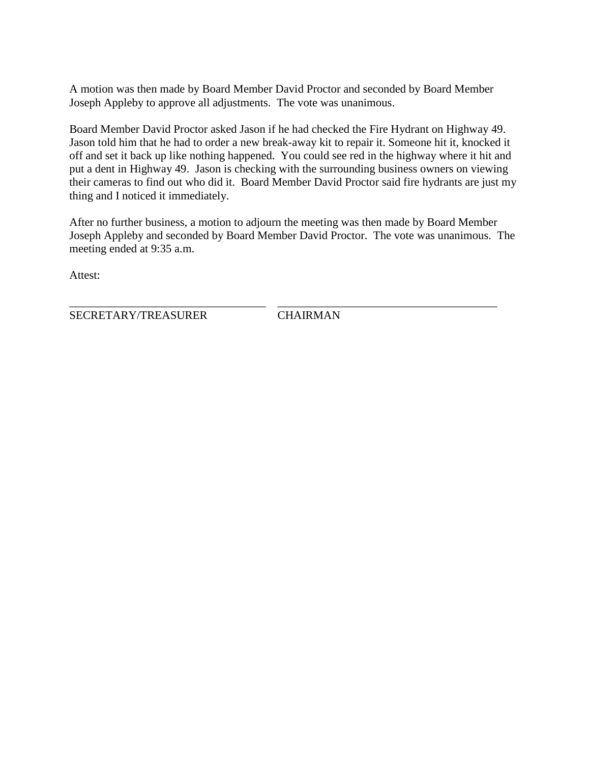A motion was then made by Board Member David Proctor and seconded by Board Member Joseph Appleby to approve all adjustments. The vote was unanimous.

Board Member David Proctor asked Jason if he had checked the Fire Hydrant on Highway 49. Jason told him that he had to order a new break-away kit to repair it. Someone hit it, knocked it off and set it back up like nothing happened. You could see red in the highway where it hit and put a dent in Highway 49. Jason is checking with the surrounding business owners on viewing their cameras to find out who did it. Board Member David Proctor said fire hydrants are just my thing and I noticed it immediately.

After no further business, a motion to adjourn the meeting was then made by Board Member Joseph Appleby and seconded by Board Member David Proctor. The vote was unanimous. The meeting ended at 9:35 a.m.

Attest:

| | |
|---|---|
| ___________________________________ | ________________________________________ |
| SECRETARY/TREASURER | CHAIRMAN |